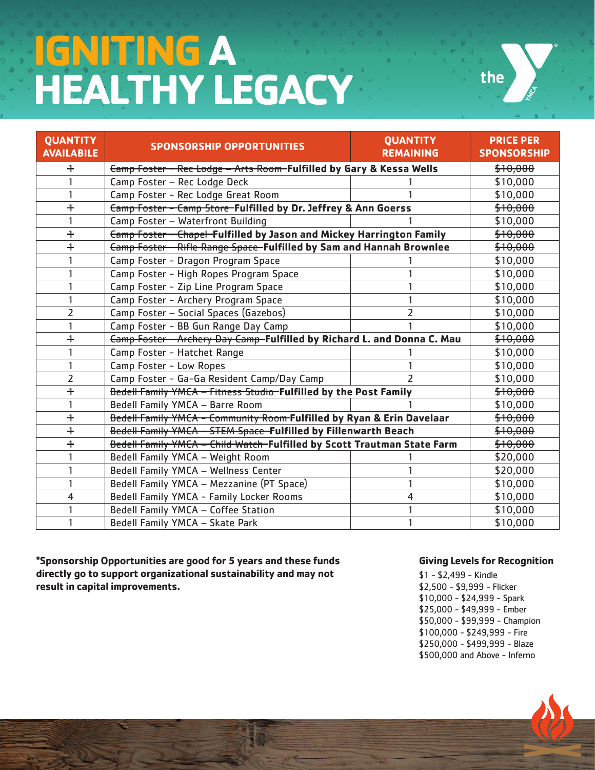# IGNITING A HEALTHY LEGACY

| QUANTITY AVAILABILE | SPONSORSHIP OPPORTUNITIES | QUANTITY REMAINING | PRICE PER SPONSORSHIP |
|---|---|---|---|
| ~~1~~ | ~~Camp Foster – Rec Lodge – Arts Room~~ **Fulfilled by Gary & Kessa Wells** | | ~~$10,000~~ |
| 1 | Camp Foster – Rec Lodge Deck | 1 | $10,000 |
| 1 | Camp Foster - Rec Lodge Great Room | 1 | $10,000 |
| ~~1~~ | ~~Camp Foster – Camp Store~~ **Fulfilled by Dr. Jeffrey & Ann Goerss** | | ~~$10,000~~ |
| 1 | Camp Foster – Waterfront Building | 1 | $10,000 |
| ~~1~~ | ~~Camp Foster – Chapel~~ **Fulfilled by Jason and Mickey Harrington Family** | | ~~$10,000~~ |
| ~~1~~ | ~~Camp Foster – Rifle Range Space~~ **Fulfilled by Sam and Hannah Brownlee** | | ~~$10,000~~ |
| 1 | Camp Foster - Dragon Program Space | 1 | $10,000 |
| 1 | Camp Foster - High Ropes Program Space | 1 | $10,000 |
| 1 | Camp Foster - Zip Line Program Space | 1 | $10,000 |
| 1 | Camp Foster - Archery Program Space | 1 | $10,000 |
| 2 | Camp Foster – Social Spaces (Gazebos) | 2 | $10,000 |
| 1 | Camp Foster - BB Gun Range Day Camp | 1 | $10,000 |
| ~~1~~ | ~~Camp Foster – Archery Day Camp~~ **Fulfilled by Richard L. and Donna C. Mau** | | ~~$10,000~~ |
| 1 | Camp Foster - Hatchet Range | 1 | $10,000 |
| 1 | Camp Foster - Low Ropes | 1 | $10,000 |
| 2 | Camp Foster - Ga-Ga Resident Camp/Day Camp | 2 | $10,000 |
| ~~1~~ | ~~Bedell Family YMCA – Fitness Studio~~ **Fulfilled by the Post Family** | | ~~$10,000~~ |
| 1 | Bedell Family YMCA – Barre Room | 1 | $10,000 |
| ~~1~~ | ~~Bedell Family YMCA – Community Room~~ **Fulfilled by Ryan & Erin Davelaar** | | ~~$10,000~~ |
| ~~1~~ | ~~Bedell Family YMCA – STEM Space~~ **Fulfilled by Fillenwarth Beach** | | ~~$10,000~~ |
| ~~1~~ | ~~Bedell Family YMCA – Child Watch~~ **Fulfilled by Scott Trautman State Farm** | | ~~$10,000~~ |
| 1 | Bedell Family YMCA – Weight Room | 1 | $20,000 |
| 1 | Bedell Family YMCA – Wellness Center | 1 | $20,000 |
| 1 | Bedell Family YMCA – Mezzanine (PT Space) | 1 | $10,000 |
| 4 | Bedell Family YMCA - Family Locker Rooms | 4 | $10,000 |
| 1 | Bedell Family YMCA – Coffee Station | 1 | $10,000 |
| 1 | Bedell Family YMCA – Skate Park | 1 | $10,000 |

**\*Sponsorship Opportunities are good for 5 years and these funds directly go to support organizational sustainability and may not result in capital improvements.**

**Giving Levels for Recognition**

$1 - $2,499 - Kindle
$2,500 - $9,999 - Flicker
$10,000 - $24,999 - Spark
$25,000 - $49,999 - Ember
$50,000 - $99,999 - Champion
$100,000 - $249,999 - Fire
$250,000 - $499,999 - Blaze
$500,000 and Above - Inferno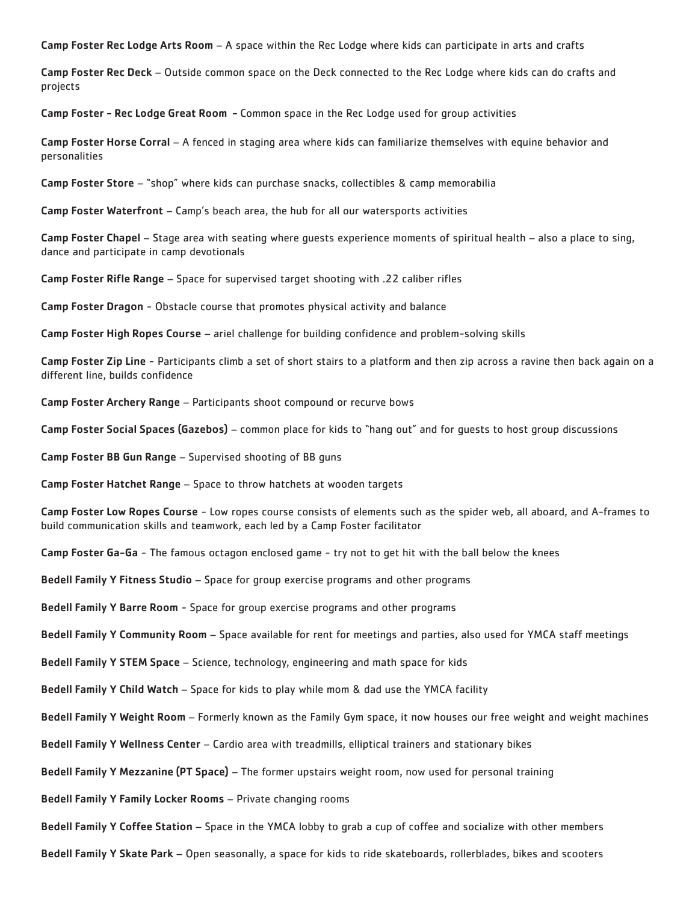**Camp Foster Rec Lodge Arts Room** – A space within the Rec Lodge where kids can participate in arts and crafts

**Camp Foster Rec Deck** – Outside common space on the Deck connected to the Rec Lodge where kids can do crafts and projects

**Camp Foster - Rec Lodge Great Room** - Common space in the Rec Lodge used for group activities

**Camp Foster Horse Corral** – A fenced in staging area where kids can familiarize themselves with equine behavior and personalities

**Camp Foster Store** – "shop" where kids can purchase snacks, collectibles & camp memorabilia

**Camp Foster Waterfront** – Camp's beach area, the hub for all our watersports activities

**Camp Foster Chapel** – Stage area with seating where guests experience moments of spiritual health – also a place to sing, dance and participate in camp devotionals

**Camp Foster Rifle Range** – Space for supervised target shooting with .22 caliber rifles

**Camp Foster Dragon** - Obstacle course that promotes physical activity and balance

**Camp Foster High Ropes Course** – ariel challenge for building confidence and problem-solving skills

**Camp Foster Zip Line** - Participants climb a set of short stairs to a platform and then zip across a ravine then back again on a different line, builds confidence

**Camp Foster Archery Range** – Participants shoot compound or recurve bows

**Camp Foster Social Spaces (Gazebos)** – common place for kids to "hang out" and for guests to host group discussions

**Camp Foster BB Gun Range** – Supervised shooting of BB guns

**Camp Foster Hatchet Range** – Space to throw hatchets at wooden targets

**Camp Foster Low Ropes Course** - Low ropes course consists of elements such as the spider web, all aboard, and A-frames to build communication skills and teamwork, each led by a Camp Foster facilitator

**Camp Foster Ga-Ga** - The famous octagon enclosed game - try not to get hit with the ball below the knees

**Bedell Family Y Fitness Studio** – Space for group exercise programs and other programs

**Bedell Family Y Barre Room** - Space for group exercise programs and other programs

**Bedell Family Y Community Room** – Space available for rent for meetings and parties, also used for YMCA staff meetings

**Bedell Family Y STEM Space** – Science, technology, engineering and math space for kids

**Bedell Family Y Child Watch** – Space for kids to play while mom & dad use the YMCA facility

**Bedell Family Y Weight Room** – Formerly known as the Family Gym space, it now houses our free weight and weight machines

**Bedell Family Y Wellness Center** – Cardio area with treadmills, elliptical trainers and stationary bikes

**Bedell Family Y Mezzanine (PT Space)** – The former upstairs weight room, now used for personal training

**Bedell Family Y Family Locker Rooms** – Private changing rooms

**Bedell Family Y Coffee Station** – Space in the YMCA lobby to grab a cup of coffee and socialize with other members

**Bedell Family Y Skate Park** – Open seasonally, a space for kids to ride skateboards, rollerblades, bikes and scooters